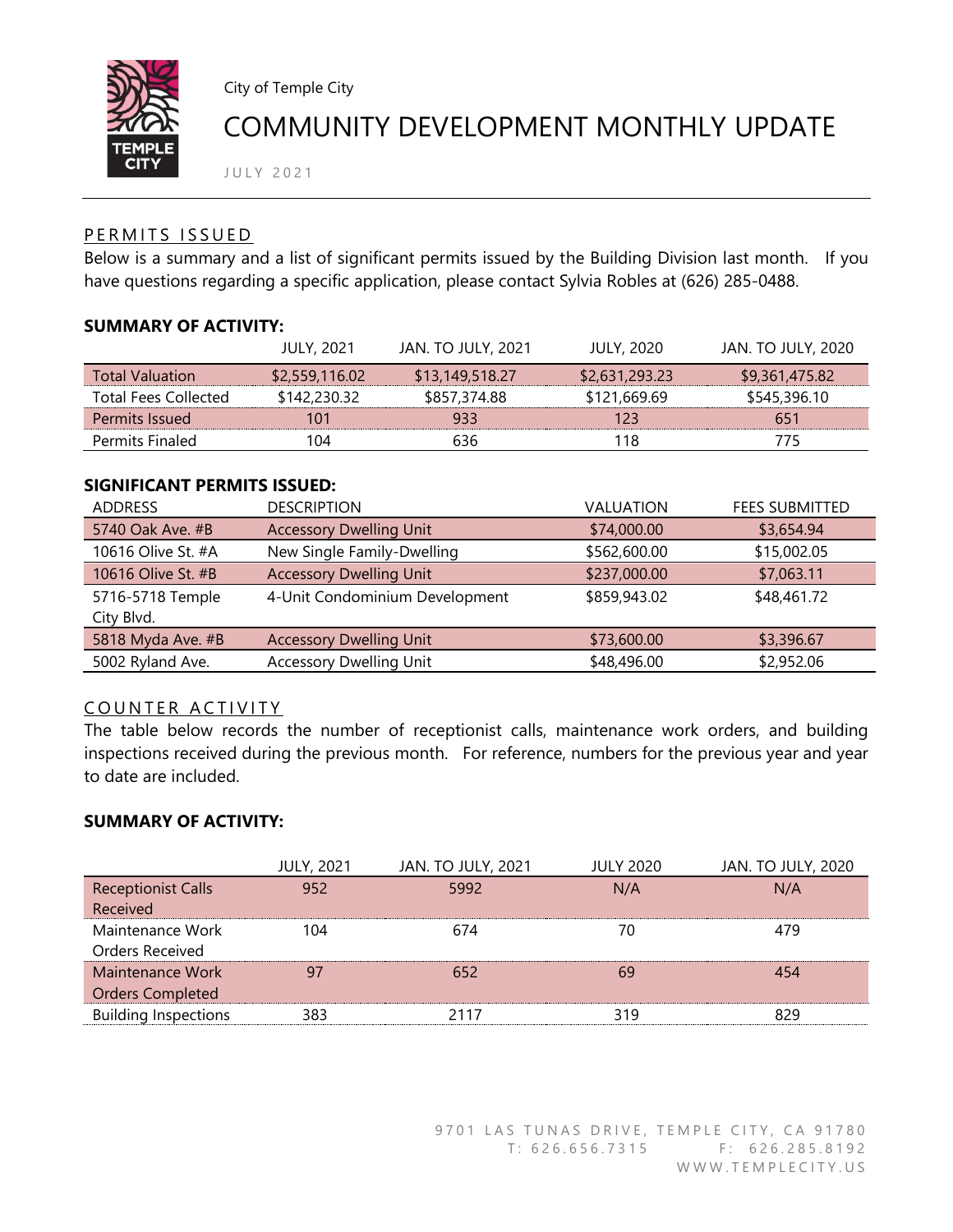City of Temple City

# COMMUNITY DEVELOPMENT MONTHLY UPDATE

JULY 2021

## PERMITS ISSUED

Below is a summary and a list of significant permits issued by the Building Division last month. If you have questions regarding a specific application, please contact Sylvia Robles at (626) 285-0488.

**SUMMARY OF ACTIVITY:**

| | JULY, 2021 | JAN. TO JULY, 2021 | JULY, 2020 | JAN. TO JULY, 2020 |
|---|---|---|---|---|
| Total Valuation | $2,559,116.02 | $13,149,518.27 | $2,631,293.23 | $9,361,475.82 |
| Total Fees Collected | $142,230.32 | $857,374.88 | $121,669.69 | $545,396.10 |
| Permits Issued | 101 | 933 | 123 | 651 |
| Permits Finaled | 104 | 636 | 118 | 775 |

**SIGNIFICANT PERMITS ISSUED:**

| ADDRESS | DESCRIPTION | VALUATION | FEES SUBMITTED |
|---|---|---|---|
| 5740 Oak Ave. #B | Accessory Dwelling Unit | $74,000.00 | $3,654.94 |
| 10616 Olive St. #A | New Single Family-Dwelling | $562,600.00 | $15,002.05 |
| 10616 Olive St. #B | Accessory Dwelling Unit | $237,000.00 | $7,063.11 |
| 5716-5718 Temple City Blvd. | 4-Unit Condominium Development | $859,943.02 | $48,461.72 |
| 5818 Myda Ave. #B | Accessory Dwelling Unit | $73,600.00 | $3,396.67 |
| 5002 Ryland Ave. | Accessory Dwelling Unit | $48,496.00 | $2,952.06 |

## COUNTER ACTIVITY

The table below records the number of receptionist calls, maintenance work orders, and building inspections received during the previous month. For reference, numbers for the previous year and year to date are included.

**SUMMARY OF ACTIVITY:**

| | JULY, 2021 | JAN. TO JULY, 2021 | JULY 2020 | JAN. TO JULY, 2020 |
|---|---|---|---|---|
| Receptionist Calls Received | 952 | 5992 | N/A | N/A |
| Maintenance Work Orders Received | 104 | 674 | 70 | 479 |
| Maintenance Work Orders Completed | 97 | 652 | 69 | 454 |
| Building Inspections | 383 | 2117 | 319 | 829 |

9701 LAS TUNAS DRIVE, TEMPLE CITY, CA 91780
T: 626.656.7315 F: 626.285.8192
WWW.TEMPLECITY.US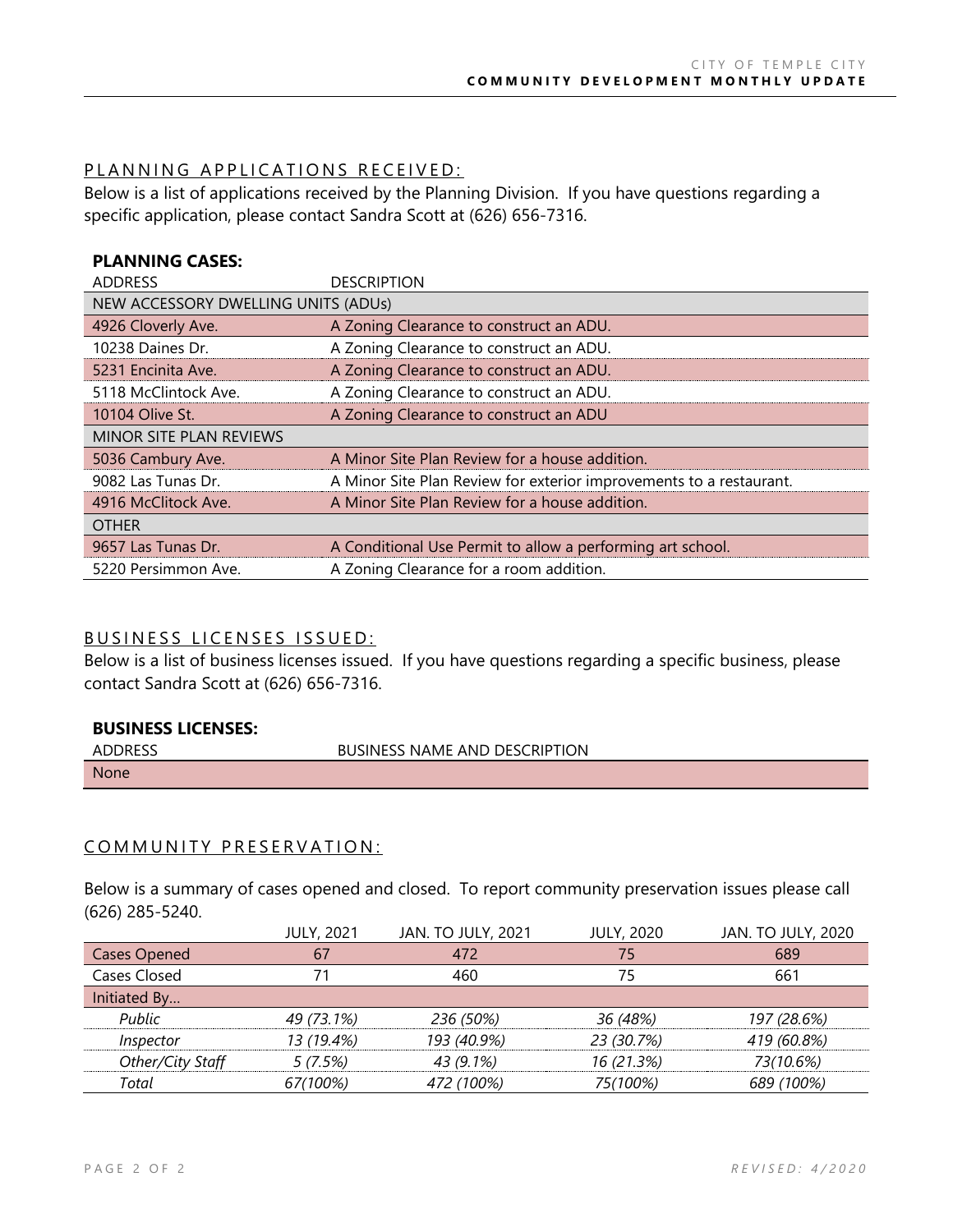## PLANNING APPLICATIONS RECEIVED:

Below is a list of applications received by the Planning Division. If you have questions regarding a specific application, please contact Sandra Scott at (626) 656-7316.

### PLANNING CASES:

| ADDRESS | DESCRIPTION |
|---|---|
| NEW ACCESSORY DWELLING UNITS (ADUs) | |
| 4926 Cloverly Ave. | A Zoning Clearance to construct an ADU. |
| 10238 Daines Dr. | A Zoning Clearance to construct an ADU. |
| 5231 Encinita Ave. | A Zoning Clearance to construct an ADU. |
| 5118 McClintock Ave. | A Zoning Clearance to construct an ADU. |
| 10104 Olive St. | A Zoning Clearance to construct an ADU |
| MINOR SITE PLAN REVIEWS | |
| 5036 Cambury Ave. | A Minor Site Plan Review for a house addition. |
| 9082 Las Tunas Dr. | A Minor Site Plan Review for exterior improvements to a restaurant. |
| 4916 McClitock Ave. | A Minor Site Plan Review for a house addition. |
| OTHER | |
| 9657 Las Tunas Dr. | A Conditional Use Permit to allow a performing art school. |
| 5220 Persimmon Ave. | A Zoning Clearance for a room addition. |

## BUSINESS LICENSES ISSUED:

Below is a list of business licenses issued. If you have questions regarding a specific business, please contact Sandra Scott at (626) 656-7316.

### BUSINESS LICENSES:

| ADDRESS | BUSINESS NAME AND DESCRIPTION |
|---|---|
| None | |

## COMMUNITY PRESERVATION:

Below is a summary of cases opened and closed. To report community preservation issues please call (626) 285-5240.

| | JULY, 2021 | JAN. TO JULY, 2021 | JULY, 2020 | JAN. TO JULY, 2020 |
|---|---|---|---|---|
| Cases Opened | 67 | 472 | 75 | 689 |
| Cases Closed | 71 | 460 | 75 | 661 |
| Initiated By… | | | | |
| *Public* | *49 (73.1%)* | *236 (50%)* | *36 (48%)* | *197 (28.6%)* |
| *Inspector* | *13 (19.4%)* | *193 (40.9%)* | *23 (30.7%)* | *419 (60.8%)* |
| *Other/City Staff* | *5 (7.5%)* | *43 (9.1%)* | *16 (21.3%)* | *73(10.6%)* |
| *Total* | *67(100%)* | *472 (100%)* | *75(100%)* | *689 (100%)* |